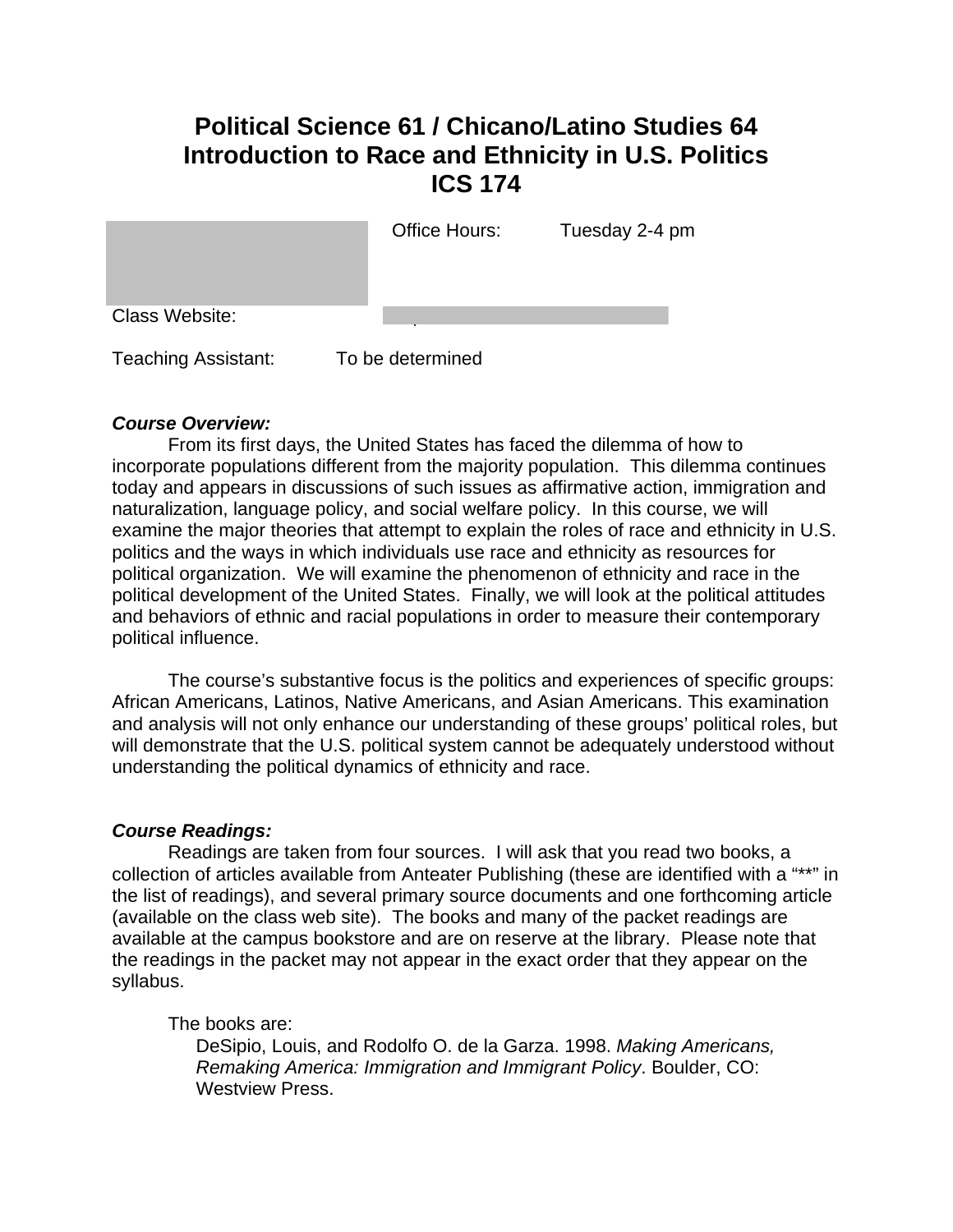# Political Science 61 / Chicano/Latino Studies 64
# Introduction to Race and Ethnicity in U.S. Politics
# ICS 174

Office Hours: Tuesday 2-4 pm

Class Website:

Teaching Assistant: To be determined

***Course Overview:***

From its first days, the United States has faced the dilemma of how to incorporate populations different from the majority population. This dilemma continues today and appears in discussions of such issues as affirmative action, immigration and naturalization, language policy, and social welfare policy. In this course, we will examine the major theories that attempt to explain the roles of race and ethnicity in U.S. politics and the ways in which individuals use race and ethnicity as resources for political organization. We will examine the phenomenon of ethnicity and race in the political development of the United States. Finally, we will look at the political attitudes and behaviors of ethnic and racial populations in order to measure their contemporary political influence.

The course's substantive focus is the politics and experiences of specific groups: African Americans, Latinos, Native Americans, and Asian Americans. This examination and analysis will not only enhance our understanding of these groups' political roles, but will demonstrate that the U.S. political system cannot be adequately understood without understanding the political dynamics of ethnicity and race.

***Course Readings:***

Readings are taken from four sources. I will ask that you read two books, a collection of articles available from Anteater Publishing (these are identified with a "**" in the list of readings), and several primary source documents and one forthcoming article (available on the class web site). The books and many of the packet readings are available at the campus bookstore and are on reserve at the library. Please note that the readings in the packet may not appear in the exact order that they appear on the syllabus.

The books are:

DeSipio, Louis, and Rodolfo O. de la Garza. 1998. *Making Americans, Remaking America: Immigration and Immigrant Policy*. Boulder, CO: Westview Press.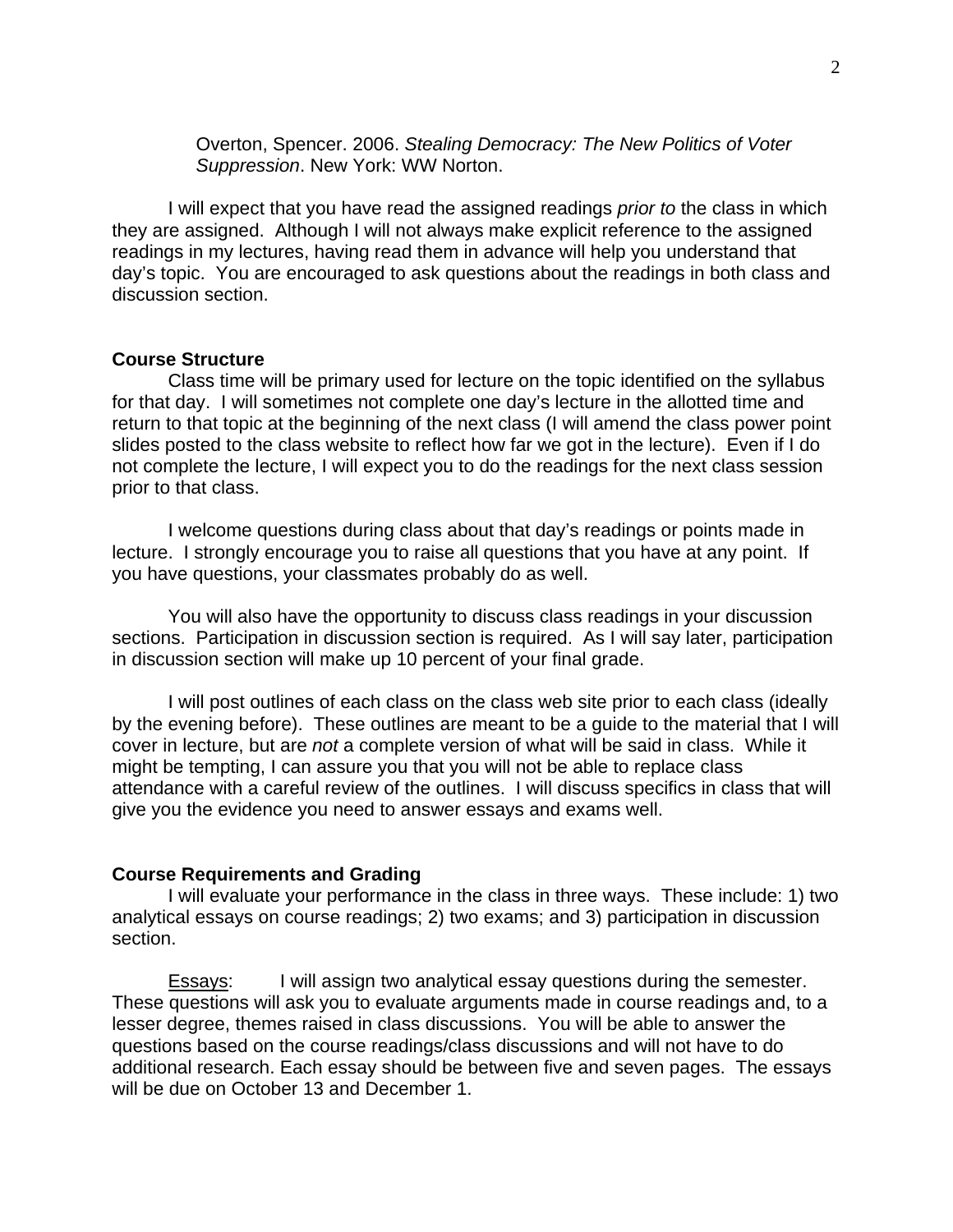Overton, Spencer. 2006. *Stealing Democracy: The New Politics of Voter Suppression*. New York: WW Norton.

I will expect that you have read the assigned readings *prior to* the class in which they are assigned. Although I will not always make explicit reference to the assigned readings in my lectures, having read them in advance will help you understand that day's topic. You are encouraged to ask questions about the readings in both class and discussion section.

**Course Structure**

Class time will be primary used for lecture on the topic identified on the syllabus for that day. I will sometimes not complete one day's lecture in the allotted time and return to that topic at the beginning of the next class (I will amend the class power point slides posted to the class website to reflect how far we got in the lecture). Even if I do not complete the lecture, I will expect you to do the readings for the next class session prior to that class.

I welcome questions during class about that day's readings or points made in lecture. I strongly encourage you to raise all questions that you have at any point. If you have questions, your classmates probably do as well.

You will also have the opportunity to discuss class readings in your discussion sections. Participation in discussion section is required. As I will say later, participation in discussion section will make up 10 percent of your final grade.

I will post outlines of each class on the class web site prior to each class (ideally by the evening before). These outlines are meant to be a guide to the material that I will cover in lecture, but are *not* a complete version of what will be said in class. While it might be tempting, I can assure you that you will not be able to replace class attendance with a careful review of the outlines. I will discuss specifics in class that will give you the evidence you need to answer essays and exams well.

**Course Requirements and Grading**

I will evaluate your performance in the class in three ways. These include: 1) two analytical essays on course readings; 2) two exams; and 3) participation in discussion section.

<u>Essays</u>: I will assign two analytical essay questions during the semester. These questions will ask you to evaluate arguments made in course readings and, to a lesser degree, themes raised in class discussions. You will be able to answer the questions based on the course readings/class discussions and will not have to do additional research. Each essay should be between five and seven pages. The essays will be due on October 13 and December 1.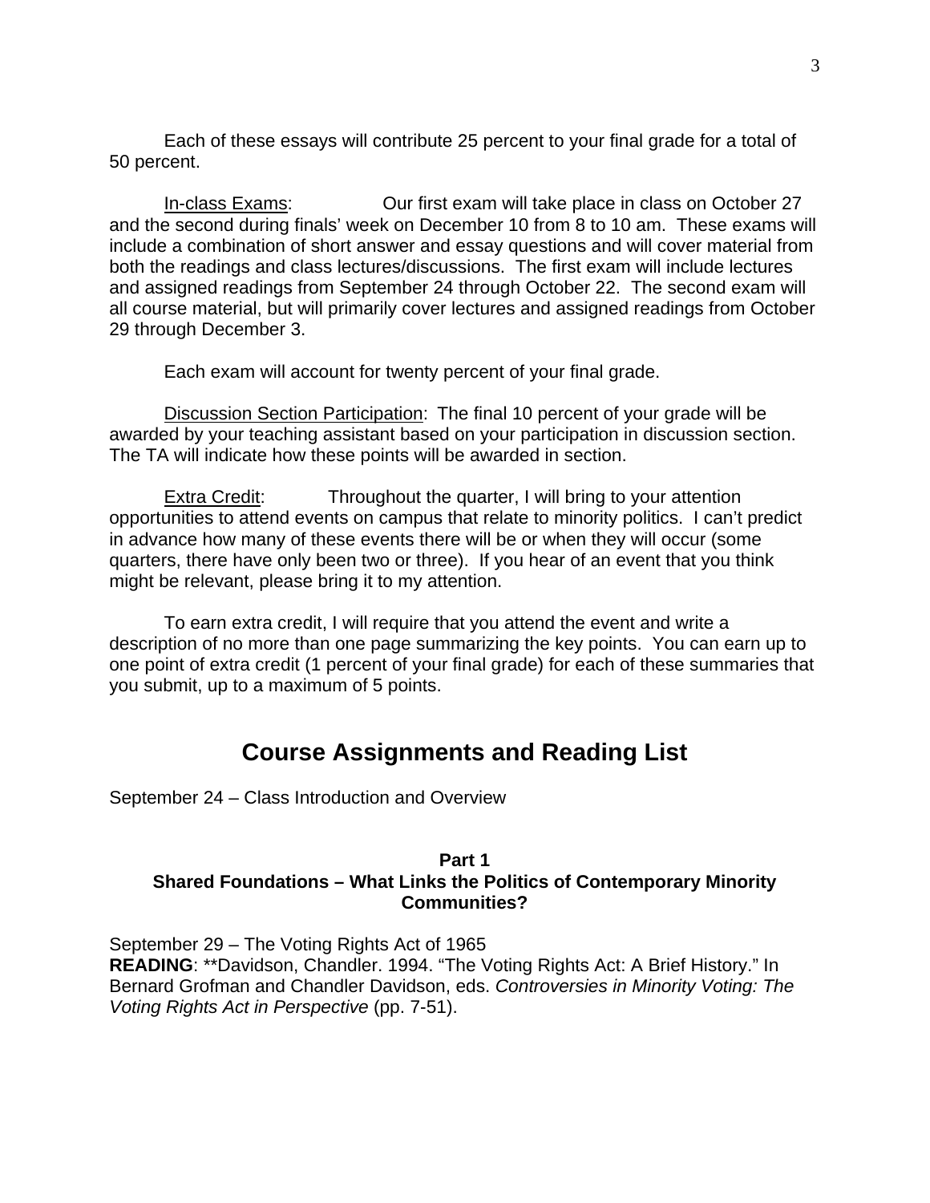Each of these essays will contribute 25 percent to your final grade for a total of 50 percent.

<u>In-class Exams</u>: Our first exam will take place in class on October 27 and the second during finals' week on December 10 from 8 to 10 am. These exams will include a combination of short answer and essay questions and will cover material from both the readings and class lectures/discussions. The first exam will include lectures and assigned readings from September 24 through October 22. The second exam will all course material, but will primarily cover lectures and assigned readings from October 29 through December 3.

Each exam will account for twenty percent of your final grade.

<u>Discussion Section Participation</u>: The final 10 percent of your grade will be awarded by your teaching assistant based on your participation in discussion section. The TA will indicate how these points will be awarded in section.

<u>Extra Credit</u>: Throughout the quarter, I will bring to your attention opportunities to attend events on campus that relate to minority politics. I can't predict in advance how many of these events there will be or when they will occur (some quarters, there have only been two or three). If you hear of an event that you think might be relevant, please bring it to my attention.

To earn extra credit, I will require that you attend the event and write a description of no more than one page summarizing the key points. You can earn up to one point of extra credit (1 percent of your final grade) for each of these summaries that you submit, up to a maximum of 5 points.

## Course Assignments and Reading List

September 24 – Class Introduction and Overview

### Part 1
### Shared Foundations – What Links the Politics of Contemporary Minority Communities?

September 29 – The Voting Rights Act of 1965
**READING**: **Davidson, Chandler. 1994. "The Voting Rights Act: A Brief History." In Bernard Grofman and Chandler Davidson, eds. *Controversies in Minority Voting: The Voting Rights Act in Perspective* (pp. 7-51).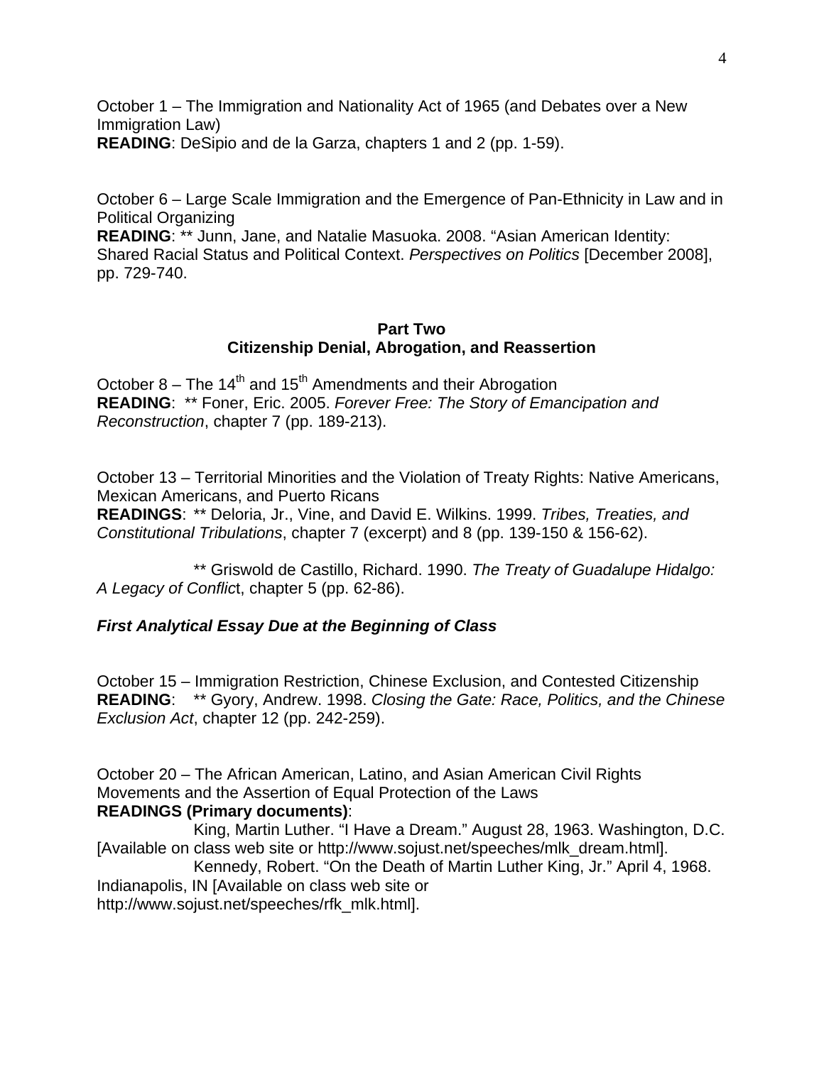October 1 – The Immigration and Nationality Act of 1965 (and Debates over a New Immigration Law)
**READING**: DeSipio and de la Garza, chapters 1 and 2 (pp. 1-59).

October 6 – Large Scale Immigration and the Emergence of Pan-Ethnicity in Law and in Political Organizing
**READING**: ** Junn, Jane, and Natalie Masuoka. 2008. "Asian American Identity: Shared Racial Status and Political Context. *Perspectives on Politics* [December 2008], pp. 729-740.

## Part Two
## Citizenship Denial, Abrogation, and Reassertion

October 8 – The 14th and 15th Amendments and their Abrogation
**READING**: ** Foner, Eric. 2005. *Forever Free: The Story of Emancipation and Reconstruction*, chapter 7 (pp. 189-213).

October 13 – Territorial Minorities and the Violation of Treaty Rights: Native Americans, Mexican Americans, and Puerto Ricans
**READINGS**: ** Deloria, Jr., Vine, and David E. Wilkins. 1999. *Tribes, Treaties, and Constitutional Tribulations*, chapter 7 (excerpt) and 8 (pp. 139-150 & 156-62).

** Griswold de Castillo, Richard. 1990. *The Treaty of Guadalupe Hidalgo: A Legacy of Conflic*t, chapter 5 (pp. 62-86).

***First Analytical Essay Due at the Beginning of Class***

October 15 – Immigration Restriction, Chinese Exclusion, and Contested Citizenship
**READING**: ** Gyory, Andrew. 1998. *Closing the Gate: Race, Politics, and the Chinese Exclusion Act*, chapter 12 (pp. 242-259).

October 20 – The African American, Latino, and Asian American Civil Rights Movements and the Assertion of Equal Protection of the Laws
**READINGS (Primary documents)**:

King, Martin Luther. "I Have a Dream." August 28, 1963. Washington, D.C. [Available on class web site or http://www.sojust.net/speeches/mlk_dream.html].

Kennedy, Robert. "On the Death of Martin Luther King, Jr." April 4, 1968. Indianapolis, IN [Available on class web site or http://www.sojust.net/speeches/rfk_mlk.html].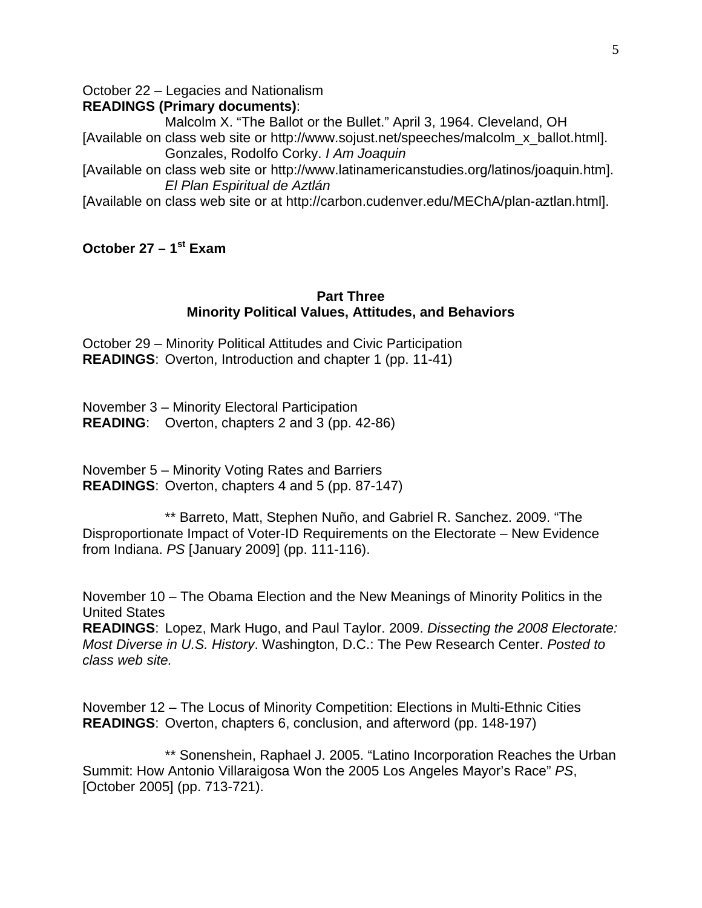October 22 – Legacies and Nationalism
**READINGS (Primary documents)**:

Malcolm X. "The Ballot or the Bullet." April 3, 1964. Cleveland, OH [Available on class web site or http://www.sojust.net/speeches/malcolm_x_ballot.html].

Gonzales, Rodolfo Corky. *I Am Joaquin* [Available on class web site or http://www.latinamericanstudies.org/latinos/joaquin.htm].

*El Plan Espiritual de Aztlán* [Available on class web site or at http://carbon.cudenver.edu/MEChA/plan-aztlan.html].

**October 27 – 1st Exam**

## Part Three
## Minority Political Values, Attitudes, and Behaviors

October 29 – Minority Political Attitudes and Civic Participation
**READINGS**: Overton, Introduction and chapter 1 (pp. 11-41)

November 3 – Minority Electoral Participation
**READING**: Overton, chapters 2 and 3 (pp. 42-86)

November 5 – Minority Voting Rates and Barriers
**READINGS**: Overton, chapters 4 and 5 (pp. 87-147)

** Barreto, Matt, Stephen Nuño, and Gabriel R. Sanchez. 2009. "The Disproportionate Impact of Voter-ID Requirements on the Electorate – New Evidence from Indiana. *PS* [January 2009] (pp. 111-116).

November 10 – The Obama Election and the New Meanings of Minority Politics in the United States
**READINGS**: Lopez, Mark Hugo, and Paul Taylor. 2009. *Dissecting the 2008 Electorate: Most Diverse in U.S. History*. Washington, D.C.: The Pew Research Center. *Posted to class web site.*

November 12 – The Locus of Minority Competition: Elections in Multi-Ethnic Cities
**READINGS**: Overton, chapters 6, conclusion, and afterword (pp. 148-197)

** Sonenshein, Raphael J. 2005. "Latino Incorporation Reaches the Urban Summit: How Antonio Villaraigosa Won the 2005 Los Angeles Mayor's Race" *PS*, [October 2005] (pp. 713-721).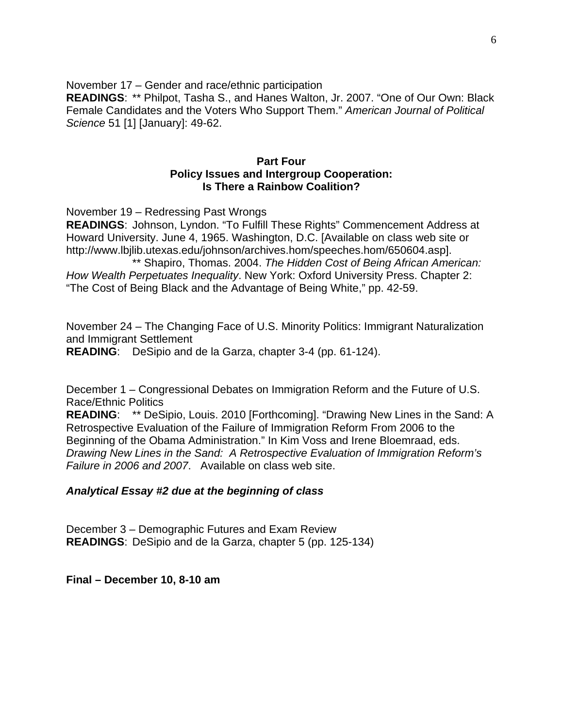November 17 – Gender and race/ethnic participation
**READINGS**: ** Philpot, Tasha S., and Hanes Walton, Jr. 2007. "One of Our Own: Black Female Candidates and the Voters Who Support Them." *American Journal of Political Science* 51 [1] [January]: 49-62.

**Part Four**
**Policy Issues and Intergroup Cooperation:**
**Is There a Rainbow Coalition?**

November 19 – Redressing Past Wrongs
**READINGS**: Johnson, Lyndon. "To Fulfill These Rights" Commencement Address at Howard University. June 4, 1965. Washington, D.C. [Available on class web site or http://www.lbjlib.utexas.edu/johnson/archives.hom/speeches.hom/650604.asp].
** Shapiro, Thomas. 2004. *The Hidden Cost of Being African American: How Wealth Perpetuates Inequality*. New York: Oxford University Press. Chapter 2: "The Cost of Being Black and the Advantage of Being White," pp. 42-59.

November 24 – The Changing Face of U.S. Minority Politics: Immigrant Naturalization and Immigrant Settlement
**READING**: DeSipio and de la Garza, chapter 3-4 (pp. 61-124).

December 1 – Congressional Debates on Immigration Reform and the Future of U.S. Race/Ethnic Politics
**READING**: ** DeSipio, Louis. 2010 [Forthcoming]. "Drawing New Lines in the Sand: A Retrospective Evaluation of the Failure of Immigration Reform From 2006 to the Beginning of the Obama Administration." In Kim Voss and Irene Bloemraad, eds. *Drawing New Lines in the Sand: A Retrospective Evaluation of Immigration Reform's Failure in 2006 and 2007*. Available on class web site.

***Analytical Essay #2 due at the beginning of class***

December 3 – Demographic Futures and Exam Review
**READINGS**: DeSipio and de la Garza, chapter 5 (pp. 125-134)

**Final – December 10, 8-10 am**